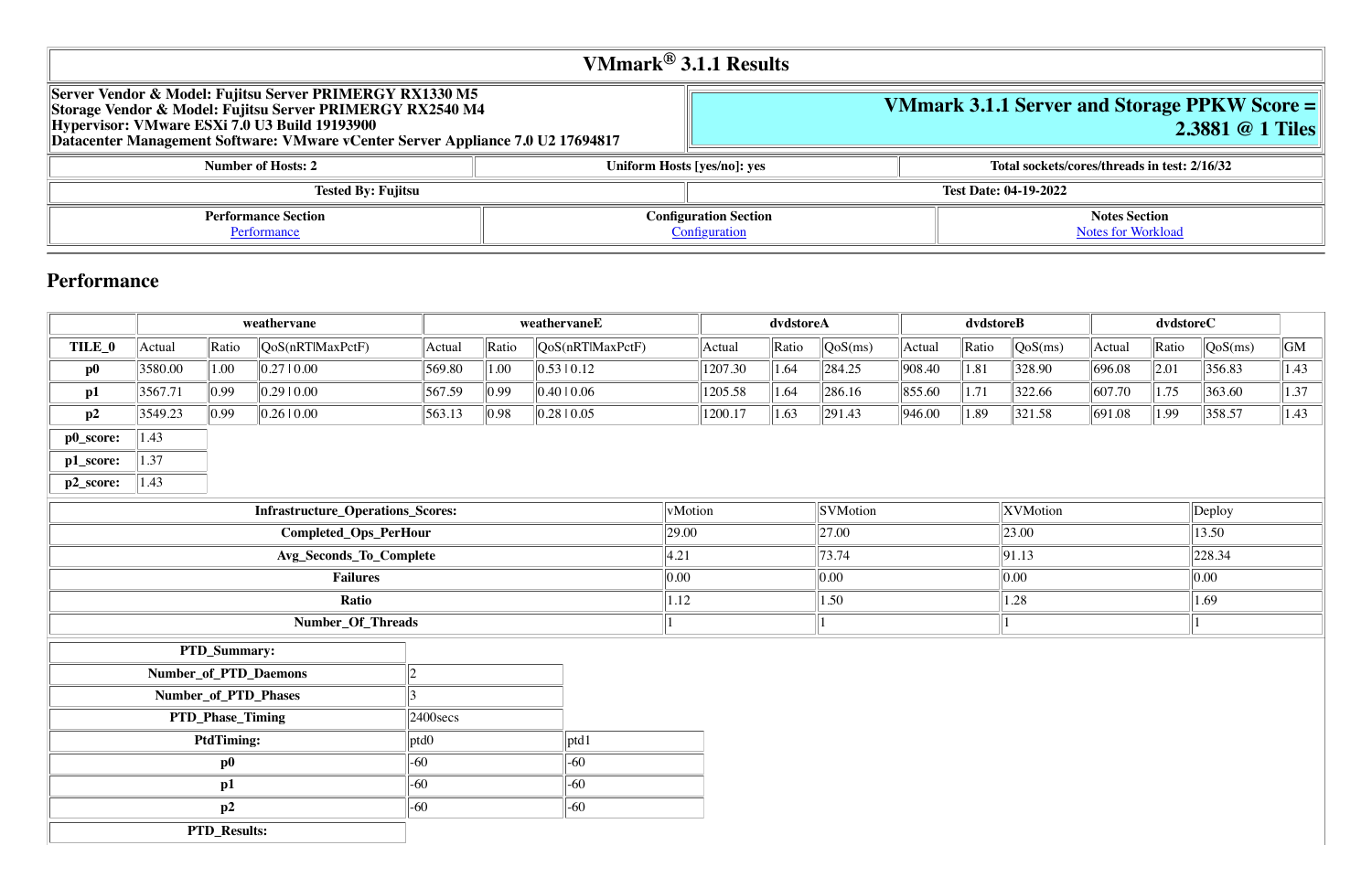# VMmark® 3.1.1 Results

| Server Vendor & Model: Fujitsu Server PRIMERGY RX1330 M5<br>Storage Vendor & Model: Fujitsu Server PRIMERGY RX2540 M4<br>Hypervisor: VMware ESXi 7.0 U3 Build 19193900<br>Datacenter Management Software: VMware vCenter Server Appliance 7.0 U2 17694817 | **VMmark 3.1.1 Server and Storage PPKW Score = 2.3881 @ 1 Tiles** |
|---|---|

| Number of Hosts: 2 | Uniform Hosts [yes/no]: yes | Total sockets/cores/threads in test: 2/16/32 |
|---|---|---|

| Tested By: Fujitsu | Test Date: 04-19-2022 |
|---|---|

| Performance Section | Configuration Section | Notes Section |
|---|---|---|
| Performance | Configuration | Notes for Workload |

## Performance

| | weathervane | | | weathervaneE | | | dvdstoreA | | | dvdstoreB | | | dvdstoreC | | | |
|---|---|---|---|---|---|---|---|---|---|---|---|---|---|---|---|---|
| **TILE_0** | Actual | Ratio | QoS(nRT\|MaxPctF) | Actual | Ratio | QoS(nRT\|MaxPctF) | Actual | Ratio | QoS(ms) | Actual | Ratio | QoS(ms) | Actual | Ratio | QoS(ms) | GM |
| **p0** | 3580.00 | 1.00 | 0.27 \| 0.00 | 569.80 | 1.00 | 0.53 \| 0.12 | 1207.30 | 1.64 | 284.25 | 908.40 | 1.81 | 328.90 | 696.08 | 2.01 | 356.83 | 1.43 |
| **p1** | 3567.71 | 0.99 | 0.29 \| 0.00 | 567.59 | 0.99 | 0.40 \| 0.06 | 1205.58 | 1.64 | 286.16 | 855.60 | 1.71 | 322.66 | 607.70 | 1.75 | 363.60 | 1.37 |
| **p2** | 3549.23 | 0.99 | 0.26 \| 0.00 | 563.13 | 0.98 | 0.28 \| 0.05 | 1200.17 | 1.63 | 291.43 | 946.00 | 1.89 | 321.58 | 691.08 | 1.99 | 358.57 | 1.43 |
| **p0_score:** | 1.43 | | | | | | | | | | | | | | | |
| **p1_score:** | 1.37 | | | | | | | | | | | | | | | |
| **p2_score:** | 1.43 | | | | | | | | | | | | | | | |

| **Infrastructure_Operations_Scores:** | vMotion | SVMotion | XVMotion | Deploy |
|---|---|---|---|---|
| **Completed_Ops_PerHour** | 29.00 | 27.00 | 23.00 | 13.50 |
| **Avg_Seconds_To_Complete** | 4.21 | 73.74 | 91.13 | 228.34 |
| **Failures** | 0.00 | 0.00 | 0.00 | 0.00 |
| **Ratio** | 1.12 | 1.50 | 1.28 | 1.69 |
| **Number_Of_Threads** | 1 | 1 | 1 | 1 |

| **PTD_Summary:** | | |
|---|---|---|
| **Number_of_PTD_Daemons** | 2 | |
| **Number_of_PTD_Phases** | 3 | |
| **PTD_Phase_Timing** | 2400secs | |
| **PtdTiming:** | ptd0 | ptd1 |
| **p0** | -60 | -60 |
| **p1** | -60 | -60 |
| **p2** | -60 | -60 |
| **PTD_Results:** | | |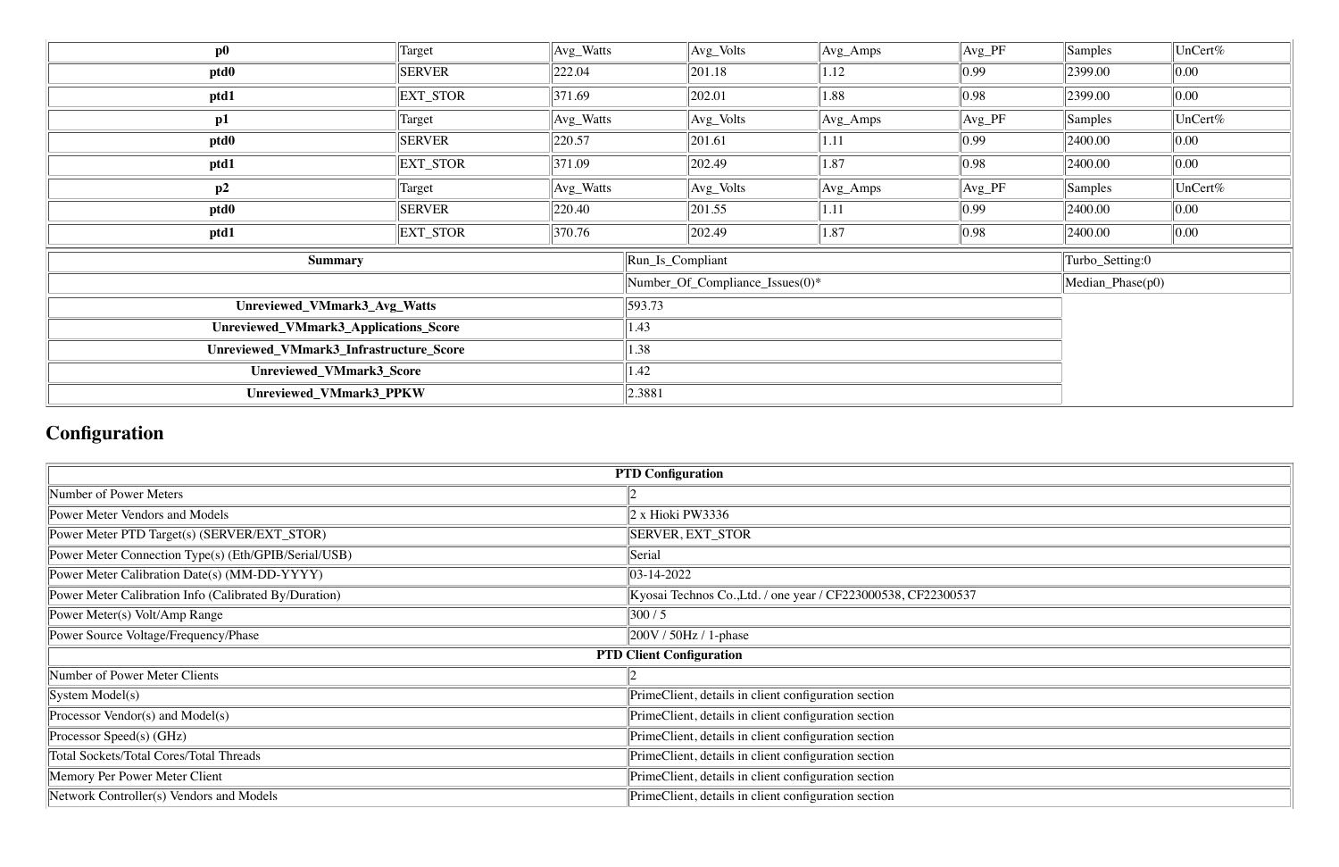| p0 | Target | Avg_Watts | Avg_Volts | Avg_Amps | Avg_PF | Samples | UnCert% |
|---|---|---|---|---|---|---|---|
| **ptd0** | SERVER | 222.04 | 201.18 | 1.12 | 0.99 | 2399.00 | 0.00 |
| **ptd1** | EXT_STOR | 371.69 | 202.01 | 1.88 | 0.98 | 2399.00 | 0.00 |
| **p1** | Target | Avg_Watts | Avg_Volts | Avg_Amps | Avg_PF | Samples | UnCert% |
| **ptd0** | SERVER | 220.57 | 201.61 | 1.11 | 0.99 | 2400.00 | 0.00 |
| **ptd1** | EXT_STOR | 371.09 | 202.49 | 1.87 | 0.98 | 2400.00 | 0.00 |
| **p2** | Target | Avg_Watts | Avg_Volts | Avg_Amps | Avg_PF | Samples | UnCert% |
| **ptd0** | SERVER | 220.40 | 201.55 | 1.11 | 0.99 | 2400.00 | 0.00 |
| **ptd1** | EXT_STOR | 370.76 | 202.49 | 1.87 | 0.98 | 2400.00 | 0.00 |

| Summary | Run_Is_Compliant | Turbo_Setting:0 |
|---|---|---|
| | Number_Of_Compliance_Issues(0)* | Median_Phase(p0) |
| **Unreviewed_VMmark3_Avg_Watts** | 593.73 | |
| **Unreviewed_VMmark3_Applications_Score** | 1.43 | |
| **Unreviewed_VMmark3_Infrastructure_Score** | 1.38 | |
| **Unreviewed_VMmark3_Score** | 1.42 | |
| **Unreviewed_VMmark3_PPKW** | 2.3881 | |

## Configuration

| PTD Configuration | |
|---|---|
| Number of Power Meters | 2 |
| Power Meter Vendors and Models | 2 x Hioki PW3336 |
| Power Meter PTD Target(s) (SERVER/EXT_STOR) | SERVER, EXT_STOR |
| Power Meter Connection Type(s) (Eth/GPIB/Serial/USB) | Serial |
| Power Meter Calibration Date(s) (MM-DD-YYYY) | 03-14-2022 |
| Power Meter Calibration Info (Calibrated By/Duration) | Kyosai Technos Co.,Ltd. / one year / CF223000538, CF22300537 |
| Power Meter(s) Volt/Amp Range | 300 / 5 |
| Power Source Voltage/Frequency/Phase | 200V / 50Hz / 1-phase |
| **PTD Client Configuration** | |
| Number of Power Meter Clients | 2 |
| System Model(s) | PrimeClient, details in client configuration section |
| Processor Vendor(s) and Model(s) | PrimeClient, details in client configuration section |
| Processor Speed(s) (GHz) | PrimeClient, details in client configuration section |
| Total Sockets/Total Cores/Total Threads | PrimeClient, details in client configuration section |
| Memory Per Power Meter Client | PrimeClient, details in client configuration section |
| Network Controller(s) Vendors and Models | PrimeClient, details in client configuration section |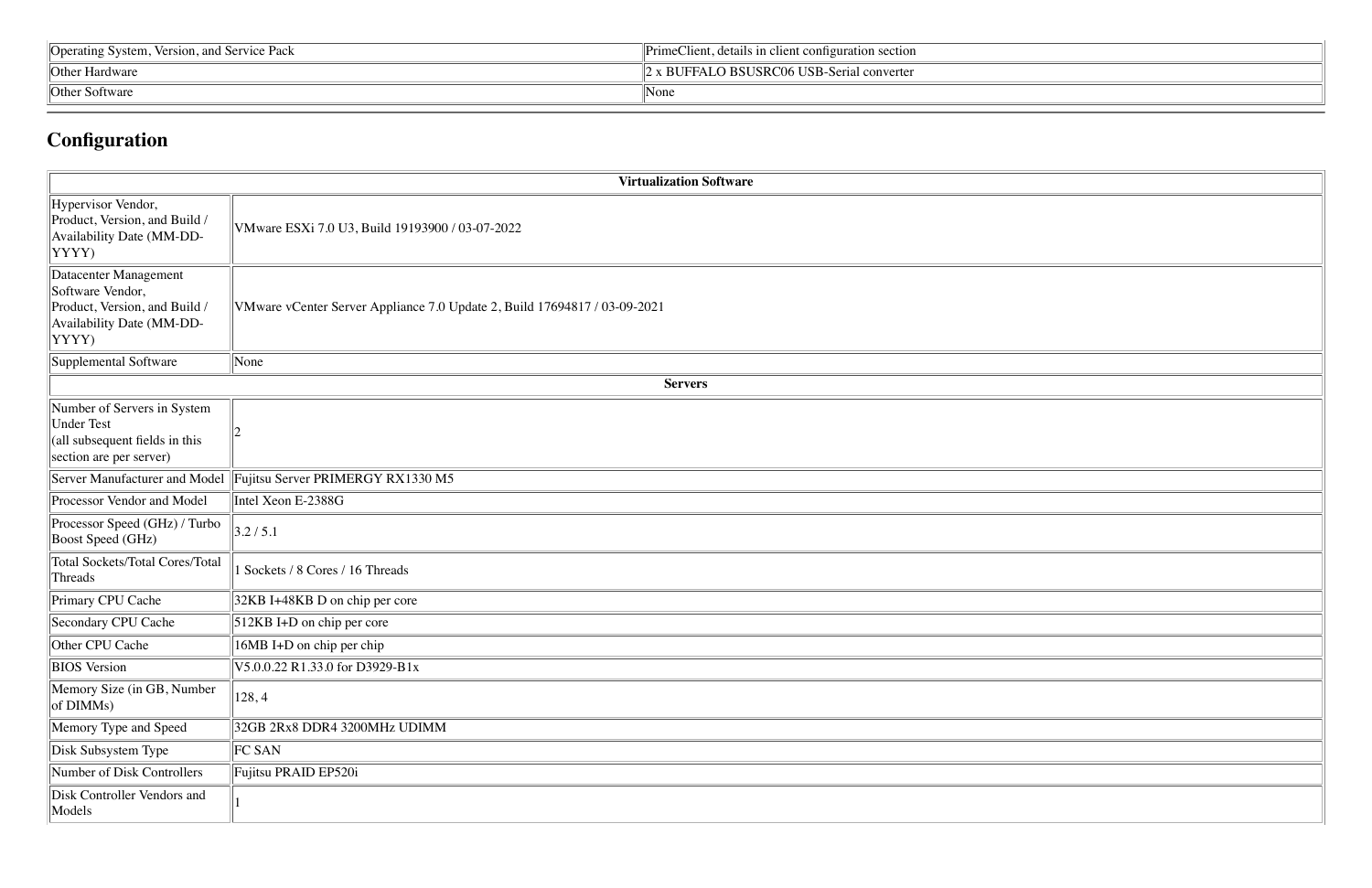| Operating System, Version, and Service Pack | PrimeClient, details in client configuration section |
|---|---|
| Other Hardware | 2 x BUFFALO BSUSRC06 USB-Serial converter |
| Other Software | None |

## Configuration

| Virtualization Software | |
|---|---|
| Hypervisor Vendor, Product, Version, and Build / Availability Date (MM-DD-YYYY) | VMware ESXi 7.0 U3, Build 19193900 / 03-07-2022 |
| Datacenter Management Software Vendor, Product, Version, and Build / Availability Date (MM-DD-YYYY) | VMware vCenter Server Appliance 7.0 Update 2, Build 17694817 / 03-09-2021 |
| Supplemental Software | None |
| **Servers** | |
| Number of Servers in System Under Test (all subsequent fields in this section are per server) | 2 |
| Server Manufacturer and Model | Fujitsu Server PRIMERGY RX1330 M5 |
| Processor Vendor and Model | Intel Xeon E-2388G |
| Processor Speed (GHz) / Turbo Boost Speed (GHz) | 3.2 / 5.1 |
| Total Sockets/Total Cores/Total Threads | 1 Sockets / 8 Cores / 16 Threads |
| Primary CPU Cache | 32KB I+48KB D on chip per core |
| Secondary CPU Cache | 512KB I+D on chip per core |
| Other CPU Cache | 16MB I+D on chip per chip |
| BIOS Version | V5.0.0.22 R1.33.0 for D3929-B1x |
| Memory Size (in GB, Number of DIMMs) | 128, 4 |
| Memory Type and Speed | 32GB 2Rx8 DDR4 3200MHz UDIMM |
| Disk Subsystem Type | FC SAN |
| Number of Disk Controllers | Fujitsu PRAID EP520i |
| Disk Controller Vendors and Models | 1 |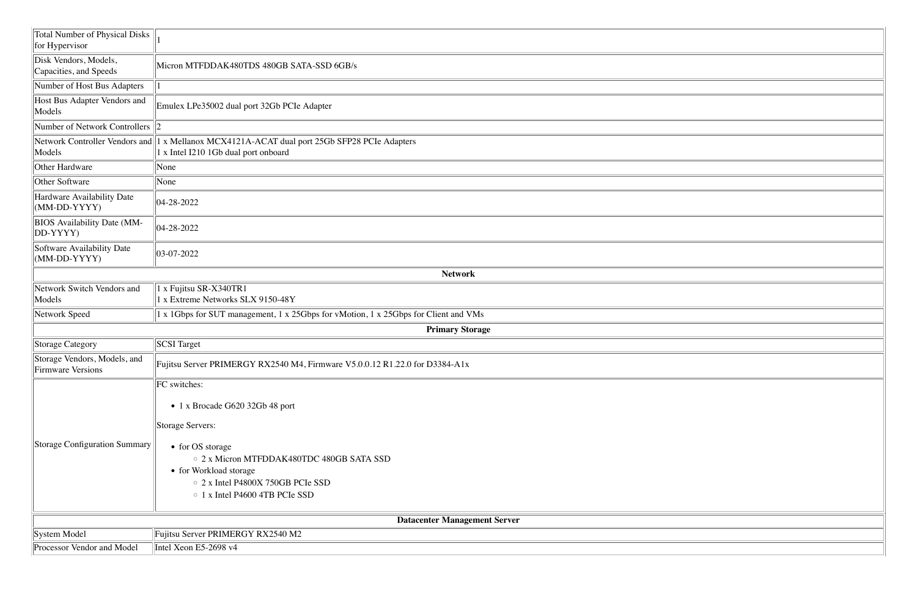| | |
|---|---|
| Total Number of Physical Disks for Hypervisor | 1 |
| Disk Vendors, Models, Capacities, and Speeds | Micron MTFDDAK480TDS 480GB SATA-SSD 6GB/s |
| Number of Host Bus Adapters | 1 |
| Host Bus Adapter Vendors and Models | Emulex LPe35002 dual port 32Gb PCIe Adapter |
| Number of Network Controllers | 2 |
| Network Controller Vendors and Models | 1 x Mellanox MCX4121A-ACAT dual port 25Gb SFP28 PCIe Adapters<br>1 x Intel I210 1Gb dual port onboard |
| Other Hardware | None |
| Other Software | None |
| Hardware Availability Date (MM-DD-YYYY) | 04-28-2022 |
| BIOS Availability Date (MM-DD-YYYY) | 04-28-2022 |
| Software Availability Date (MM-DD-YYYY) | 03-07-2022 |
| **Network** | |
| Network Switch Vendors and Models | 1 x Fujitsu SR-X340TR1<br>1 x Extreme Networks SLX 9150-48Y |
| Network Speed | 1 x 1Gbps for SUT management, 1 x 25Gbps for vMotion, 1 x 25Gbps for Client and VMs |
| **Primary Storage** | |
| Storage Category | SCSI Target |
| Storage Vendors, Models, and Firmware Versions | Fujitsu Server PRIMERGY RX2540 M4, Firmware V5.0.0.12 R1.22.0 for D3384-A1x |
| Storage Configuration Summary | FC switches:<br>• 1 x Brocade G620 32Gb 48 port<br>Storage Servers:<br>• for OS storage<br>  ◦ 2 x Micron MTFDDAK480TDC 480GB SATA SSD<br>• for Workload storage<br>  ◦ 2 x Intel P4800X 750GB PCIe SSD<br>  ◦ 1 x Intel P4600 4TB PCIe SSD |
| **Datacenter Management Server** | |
| System Model | Fujitsu Server PRIMERGY RX2540 M2 |
| Processor Vendor and Model | Intel Xeon E5-2698 v4 |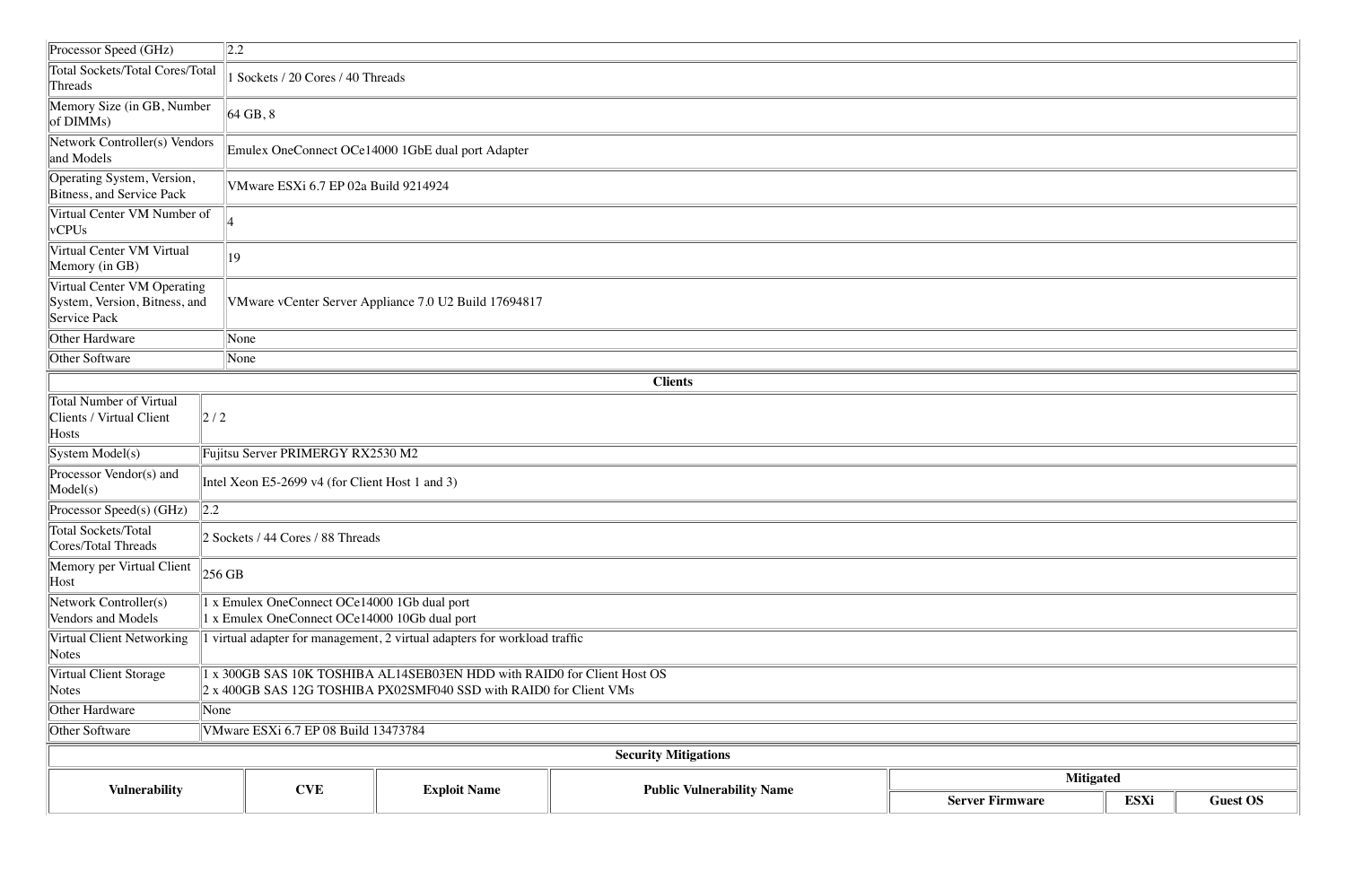| | |
|---|---|
| Processor Speed (GHz) | 2.2 |
| Total Sockets/Total Cores/Total Threads | 1 Sockets / 20 Cores / 40 Threads |
| Memory Size (in GB, Number of DIMMs) | 64 GB, 8 |
| Network Controller(s) Vendors and Models | Emulex OneConnect OCe14000 1GbE dual port Adapter |
| Operating System, Version, Bitness, and Service Pack | VMware ESXi 6.7 EP 02a Build 9214924 |
| Virtual Center VM Number of vCPUs | 4 |
| Virtual Center VM Virtual Memory (in GB) | 19 |
| Virtual Center VM Operating System, Version, Bitness, and Service Pack | VMware vCenter Server Appliance 7.0 U2 Build 17694817 |
| Other Hardware | None |
| Other Software | None |

**Clients**

| | |
|---|---|
| Total Number of Virtual Clients / Virtual Client Hosts | 2 / 2 |
| System Model(s) | Fujitsu Server PRIMERGY RX2530 M2 |
| Processor Vendor(s) and Model(s) | Intel Xeon E5-2699 v4 (for Client Host 1 and 3) |
| Processor Speed(s) (GHz) | 2.2 |
| Total Sockets/Total Cores/Total Threads | 2 Sockets / 44 Cores / 88 Threads |
| Memory per Virtual Client Host | 256 GB |
| Network Controller(s) Vendors and Models | 1 x Emulex OneConnect OCe14000 1Gb dual port<br>1 x Emulex OneConnect OCe14000 10Gb dual port |
| Virtual Client Networking Notes | 1 virtual adapter for management, 2 virtual adapters for workload traffic |
| Virtual Client Storage Notes | 1 x 300GB SAS 10K TOSHIBA AL14SEB03EN HDD with RAID0 for Client Host OS<br>2 x 400GB SAS 12G TOSHIBA PX02SMF040 SSD with RAID0 for Client VMs |
| Other Hardware | None |
| Other Software | VMware ESXi 6.7 EP 08 Build 13473784 |

**Security Mitigations**

| Vulnerability | CVE | Exploit Name | Public Vulnerability Name | Mitigated | | |
|---|---|---|---|---|---|---|
| | | | | Server Firmware | ESXi | Guest OS |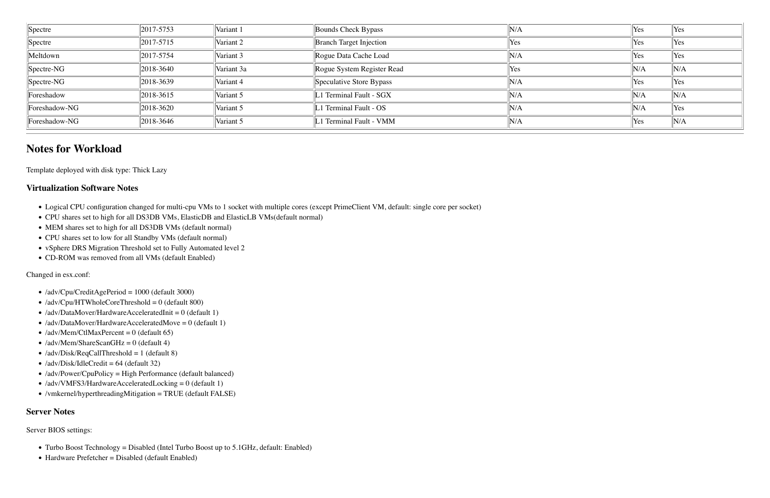| | | | | | | |
|---|---|---|---|---|---|---|
| Spectre | 2017-5753 | Variant 1 | Bounds Check Bypass | N/A | Yes | Yes |
| Spectre | 2017-5715 | Variant 2 | Branch Target Injection | Yes | Yes | Yes |
| Meltdown | 2017-5754 | Variant 3 | Rogue Data Cache Load | N/A | Yes | Yes |
| Spectre-NG | 2018-3640 | Variant 3a | Rogue System Register Read | Yes | N/A | N/A |
| Spectre-NG | 2018-3639 | Variant 4 | Speculative Store Bypass | N/A | Yes | Yes |
| Foreshadow | 2018-3615 | Variant 5 | L1 Terminal Fault - SGX | N/A | N/A | N/A |
| Foreshadow-NG | 2018-3620 | Variant 5 | L1 Terminal Fault - OS | N/A | N/A | Yes |
| Foreshadow-NG | 2018-3646 | Variant 5 | L1 Terminal Fault - VMM | N/A | Yes | N/A |

## Notes for Workload

Template deployed with disk type: Thick Lazy

### Virtualization Software Notes

- Logical CPU configuration changed for multi-cpu VMs to 1 socket with multiple cores (except PrimeClient VM, default: single core per socket)
- CPU shares set to high for all DS3DB VMs, ElasticDB and ElasticLB VMs(default normal)
- MEM shares set to high for all DS3DB VMs (default normal)
- CPU shares set to low for all Standby VMs (default normal)
- vSphere DRS Migration Threshold set to Fully Automated level 2
- CD-ROM was removed from all VMs (default Enabled)

Changed in esx.conf:

- /adv/Cpu/CreditAgePeriod = 1000 (default 3000)
- /adv/Cpu/HTWholeCoreThreshold = 0 (default 800)
- /adv/DataMover/HardwareAcceleratedInit = 0 (default 1)
- /adv/DataMover/HardwareAcceleratedMove = 0 (default 1)
- /adv/Mem/CtlMaxPercent = 0 (default 65)
- /adv/Mem/ShareScanGHz = 0 (default 4)
- /adv/Disk/ReqCallThreshold = 1 (default 8)
- /adv/Disk/IdleCredit = 64 (default 32)
- /adv/Power/CpuPolicy = High Performance (default balanced)
- /adv/VMFS3/HardwareAcceleratedLocking = 0 (default 1)
- /vmkernel/hyperthreadingMitigation = TRUE (default FALSE)

### Server Notes

Server BIOS settings:

- Turbo Boost Technology = Disabled (Intel Turbo Boost up to 5.1GHz, default: Enabled)
- Hardware Prefetcher = Disabled (default Enabled)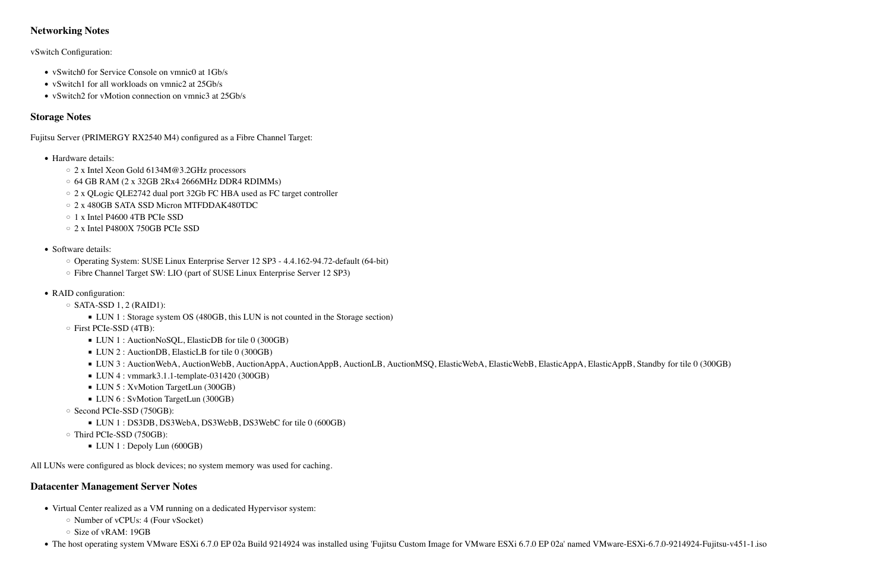### Networking Notes

vSwitch Configuration:

- vSwitch0 for Service Console on vmnic0 at 1Gb/s
- vSwitch1 for all workloads on vmnic2 at 25Gb/s
- vSwitch2 for vMotion connection on vmnic3 at 25Gb/s

### Storage Notes

Fujitsu Server (PRIMERGY RX2540 M4) configured as a Fibre Channel Target:

- Hardware details:
  - 2 x Intel Xeon Gold 6134M@3.2GHz processors
  - 64 GB RAM (2 x 32GB 2Rx4 2666MHz DDR4 RDIMMs)
  - 2 x QLogic QLE2742 dual port 32Gb FC HBA used as FC target controller
  - 2 x 480GB SATA SSD Micron MTFDDAK480TDC
  - 1 x Intel P4600 4TB PCIe SSD
  - 2 x Intel P4800X 750GB PCIe SSD

- Software details:
  - Operating System: SUSE Linux Enterprise Server 12 SP3 - 4.4.162-94.72-default (64-bit)
  - Fibre Channel Target SW: LIO (part of SUSE Linux Enterprise Server 12 SP3)

- RAID configuration:
  - SATA-SSD 1, 2 (RAID1):
    - LUN 1 : Storage system OS (480GB, this LUN is not counted in the Storage section)
  - First PCIe-SSD (4TB):
    - LUN 1 : AuctionNoSQL, ElasticDB for tile 0 (300GB)
    - LUN 2 : AuctionDB, ElasticLB for tile 0 (300GB)
    - LUN 3 : AuctionWebA, AuctionWebB, AuctionAppA, AuctionAppB, AuctionLB, AuctionMSQ, ElasticWebA, ElasticWebB, ElasticAppA, ElasticAppB, Standby for tile 0 (300GB)
    - LUN 4 : vmmark3.1.1-template-031420 (300GB)
    - LUN 5 : XvMotion TargetLun (300GB)
    - LUN 6 : SvMotion TargetLun (300GB)
  - Second PCIe-SSD (750GB):
    - LUN 1 : DS3DB, DS3WebA, DS3WebB, DS3WebC for tile 0 (600GB)
  - Third PCIe-SSD (750GB):
    - LUN 1 : Depoly Lun (600GB)

All LUNs were configured as block devices; no system memory was used for caching.

### Datacenter Management Server Notes

- Virtual Center realized as a VM running on a dedicated Hypervisor system:
  - Number of vCPUs: 4 (Four vSocket)
  - Size of vRAM: 19GB
- The host operating system VMware ESXi 6.7.0 EP 02a Build 9214924 was installed using 'Fujitsu Custom Image for VMware ESXi 6.7.0 EP 02a' named VMware-ESXi-6.7.0-9214924-Fujitsu-v451-1.iso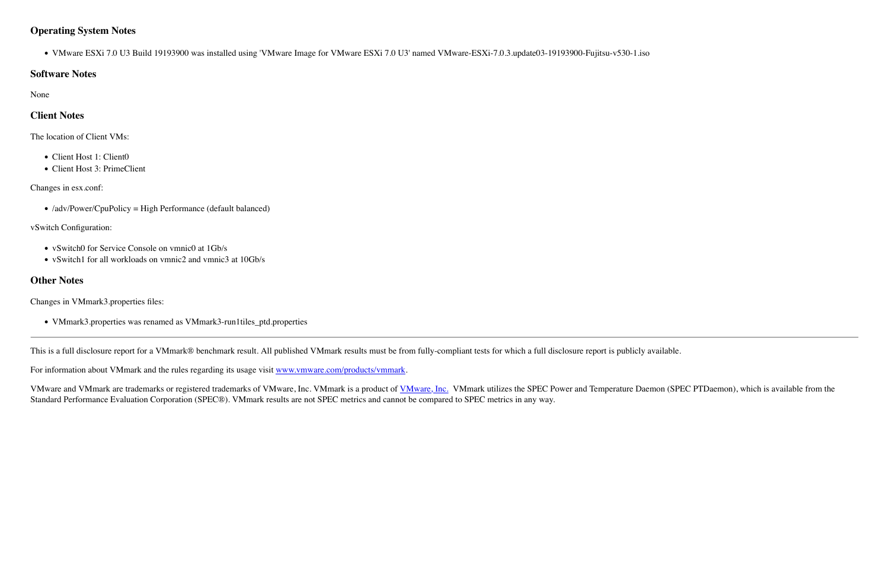### Operating System Notes

- VMware ESXi 7.0 U3 Build 19193900 was installed using 'VMware Image for VMware ESXi 7.0 U3' named VMware-ESXi-7.0.3.update03-19193900-Fujitsu-v530-1.iso

### Software Notes

None

### Client Notes

The location of Client VMs:

- Client Host 1: Client0
- Client Host 3: PrimeClient

Changes in esx.conf:

- /adv/Power/CpuPolicy = High Performance (default balanced)

vSwitch Configuration:

- vSwitch0 for Service Console on vmnic0 at 1Gb/s
- vSwitch1 for all workloads on vmnic2 and vmnic3 at 10Gb/s

### Other Notes

Changes in VMmark3.properties files:

- VMmark3.properties was renamed as VMmark3-run1tiles_ptd.properties

---

This is a full disclosure report for a VMmark® benchmark result. All published VMmark results must be from fully-compliant tests for which a full disclosure report is publicly available.

For information about VMmark and the rules regarding its usage visit [www.vmware.com/products/vmmark](www.vmware.com/products/vmmark).

VMware and VMmark are trademarks or registered trademarks of VMware, Inc. VMmark is a product of [VMware, Inc.](VMware, Inc.) VMmark utilizes the SPEC Power and Temperature Daemon (SPEC PTDaemon), which is available from the Standard Performance Evaluation Corporation (SPEC®). VMmark results are not SPEC metrics and cannot be compared to SPEC metrics in any way.